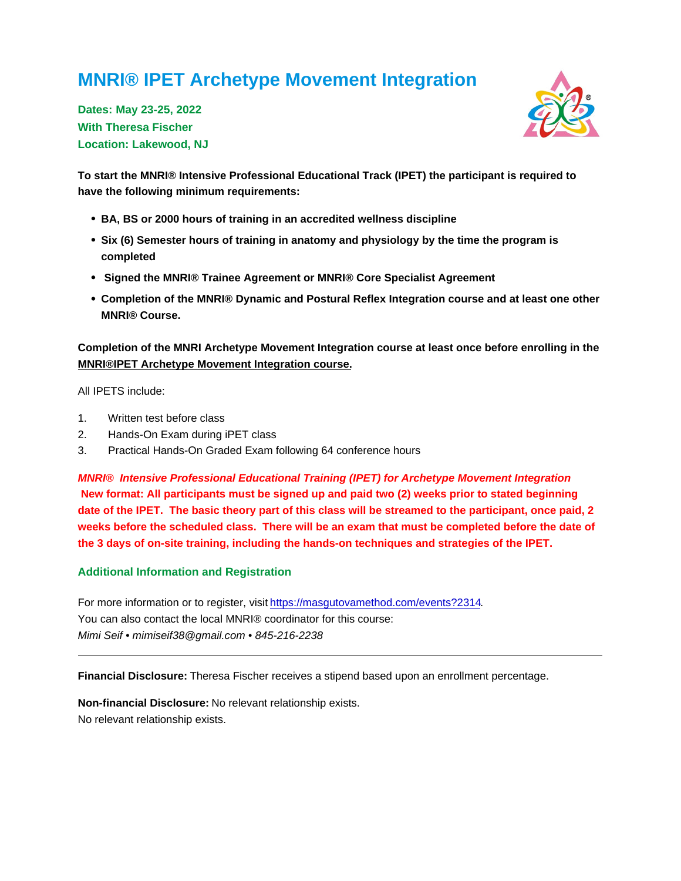# MNRI® IPET Archetype Movement Integration

**Dates: May 23-25, 2022**
**With Theresa Fischer**
**Location: Lakewood, NJ**

**To start the MNRI® Intensive Professional Educational Track (IPET) the participant is required to have the following minimum requirements:**

- **BA, BS or 2000 hours of training in an accredited wellness discipline**
- **Six (6) Semester hours of training in anatomy and physiology by the time the program is completed**
- **Signed the MNRI® Trainee Agreement or MNRI® Core Specialist Agreement**
- **Completion of the MNRI® Dynamic and Postural Reflex Integration course and at least one other MNRI® Course.**

**Completion of the MNRI Archetype Movement Integration course at least once before enrolling in the MNRI®IPET Archetype Movement Integration course.**

All IPETS include:

1. Written test before class
2. Hands-On Exam during iPET class
3. Practical Hands-On Graded Exam following 64 conference hours

***MNRI® Intensive Professional Educational Training (IPET) for Archetype Movement Integration***
**New format: All participants must be signed up and paid two (2) weeks prior to stated beginning date of the IPET. The basic theory part of this class will be streamed to the participant, once paid, 2 weeks before the scheduled class. There will be an exam that must be completed before the date of the 3 days of on-site training, including the hands-on techniques and strategies of the IPET.**

## Additional Information and Registration

For more information or to register, visit https://masgutovamethod.com/events?2314.
You can also contact the local MNRI® coordinator for this course:
*Mimi Seif • mimiseif38@gmail.com • 845-216-2238*

---

**Financial Disclosure:** Theresa Fischer receives a stipend based upon an enrollment percentage.

**Non-financial Disclosure:** No relevant relationship exists.
No relevant relationship exists.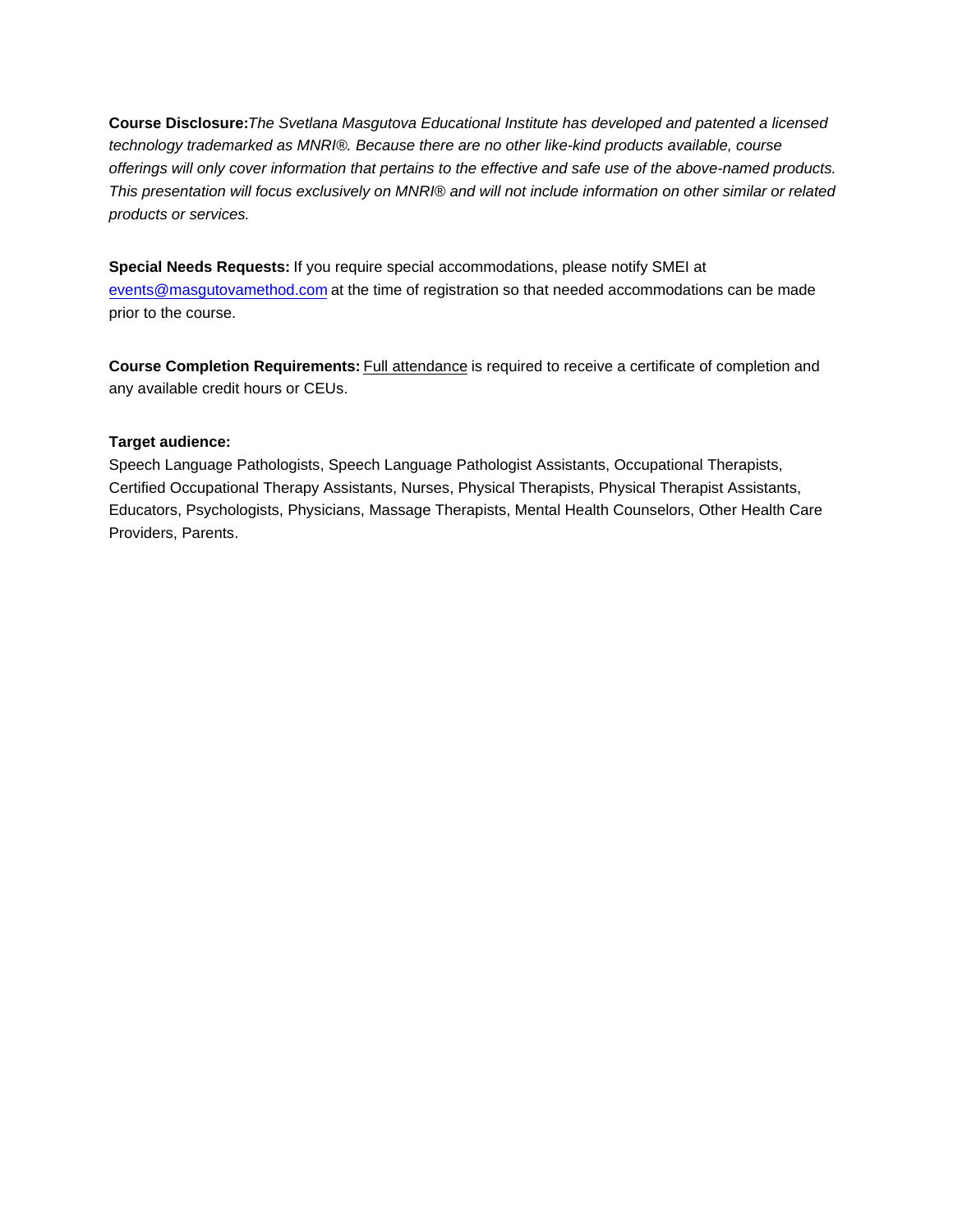**Course Disclosure:** *The Svetlana Masgutova Educational Institute has developed and patented a licensed technology trademarked as MNRI®. Because there are no other like-kind products available, course offerings will only cover information that pertains to the effective and safe use of the above-named products. This presentation will focus exclusively on MNRI® and will not include information on other similar or related products or services.*

**Special Needs Requests:** If you require special accommodations, please notify SMEI at [events@masgutovamethod.com](mailto:events@masgutovamethod.com) at the time of registration so that needed accommodations can be made prior to the course.

**Course Completion Requirements:** <u>Full attendance</u> is required to receive a certificate of completion and any available credit hours or CEUs.

**Target audience:**
Speech Language Pathologists, Speech Language Pathologist Assistants, Occupational Therapists, Certified Occupational Therapy Assistants, Nurses, Physical Therapists, Physical Therapist Assistants, Educators, Psychologists, Physicians, Massage Therapists, Mental Health Counselors, Other Health Care Providers, Parents.